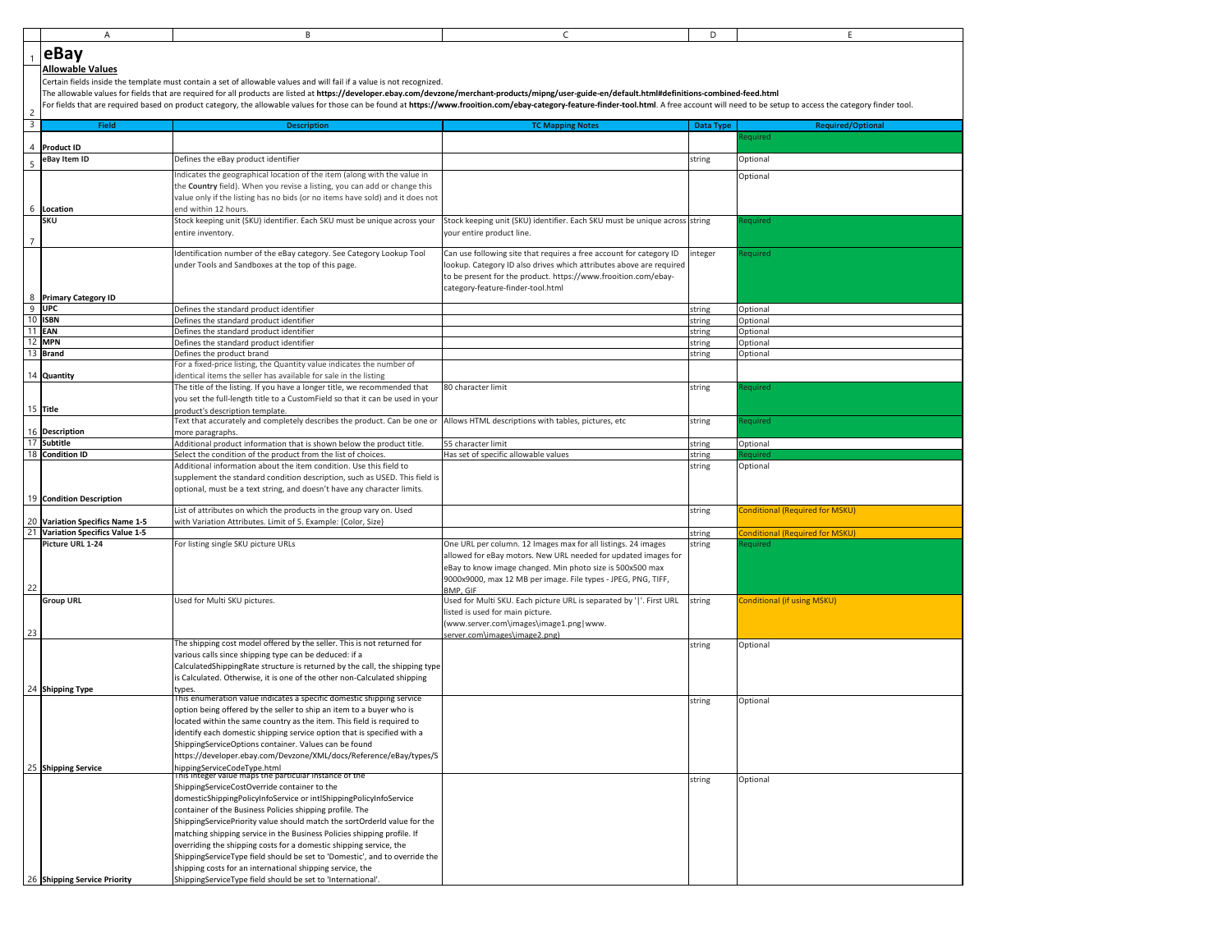# eBay

## Allowable Values

Certain fields inside the template must contain a set of allowable values and will fail if a value is not recognized.

The allowable values for fields that are required for all products are listed at **https://developer.ebay.com/devzone/merchant-products/mipng/user-guide-en/default.html#definitions-combined-feed.html**

For fields that are required based on product category, the allowable values for those can be found at **https://www.frooition.com/ebay-category-feature-finder-tool.html**. A free account will need to be setup to access the category finder tool.

| Field | Description | TC Mapping Notes | Data Type | Required/Optional |
|---|---|---|---|---|
| **Product ID** | | | | Required |
| **eBay Item ID** | Defines the eBay product identifier | | string | Optional |
| **Location** | Indicates the geographical location of the item (along with the value in the **Country** field). When you revise a listing, you can add or change this value only if the listing has no bids (or no items have sold) and it does not end within 12 hours. | | | Optional |
| **SKU** | Stock keeping unit (SKU) identifier. Each SKU must be unique across your entire inventory. | Stock keeping unit (SKU) identifier. Each SKU must be unique across your entire product line. | string | Required |
| **Primary Category ID** | Identification number of the eBay category. See Category Lookup Tool under Tools and Sandboxes at the top of this page. | Can use following site that requires a free account for category ID lookup. Category ID also drives which attributes above are required to be present for the product. https://www.frooition.com/ebay-category-feature-finder-tool.html | integer | Required |
| **UPC** | Defines the standard product identifier | | string | Optional |
| **ISBN** | Defines the standard product identifier | | string | Optional |
| **EAN** | Defines the standard product identifier | | string | Optional |
| **MPN** | Defines the standard product identifier | | string | Optional |
| **Brand** | Defines the product brand | | string | Optional |
| **Quantity** | For a fixed-price listing, the Quantity value indicates the number of identical items the seller has available for sale in the listing | | | |
| **Title** | The title of the listing. If you have a longer title, we recommended that you set the full-length title to a CustomField so that it can be used in your product's description template. | 80 character limit | string | Required |
| **Description** | Text that accurately and completely describes the product. Can be one or more paragraphs. | Allows HTML descriptions with tables, pictures, etc | string | Required |
| **Subtitle** | Additional product information that is shown below the product title. | 55 character limit | string | Optional |
| **Condition ID** | Select the condition of the product from the list of choices. | Has set of specific allowable values | string | Required |
| **Condition Description** | Additional information about the item condition. Use this field to supplement the standard condition description, such as USED. This field is optional, must be a text string, and doesn't have any character limits. | | string | Optional |
| **Variation Specifics Name 1-5** | List of attributes on which the products in the group vary on. Used with Variation Attributes. Limit of 5. Example: {Color, Size} | | string | Conditional (Required for MSKU) |
| **Variation Specifics Value 1-5** | | | string | Conditional (Required for MSKU) |
| **Picture URL 1-24** | For listing single SKU picture URLs | One URL per column. 12 Images max for all listings. 24 images allowed for eBay motors. New URL needed for updated images for eBay to know image changed. Min photo size is 500x500 max 9000x9000, max 12 MB per image. File types - JPEG, PNG, TIFF, BMP, GIF | string | Required |
| **Group URL** | Used for Multi SKU pictures. | Used for Multi SKU. Each picture URL is separated by '\|'. First URL listed is used for main picture. (www.server.com\images\image1.png\|www.server.com\images\image2.png) | string | Conditional (if using MSKU) |
| **Shipping Type** | The shipping cost model offered by the seller. This is not returned for various calls since shipping type can be deduced: if a CalculatedShippingRate structure is returned by the call, the shipping type is Calculated. Otherwise, it is one of the other non-Calculated shipping types. | | string | Optional |
| **Shipping Service** | This enumeration value indicates a specific domestic shipping service option being offered by the seller to ship an item to a buyer who is located within the same country as the item. This field is required to identify each domestic shipping service option that is specified with a ShippingServiceOptions container. Values can be found https://developer.ebay.com/Devzone/XML/docs/Reference/eBay/types/ShippingServiceCodeType.html | | string | Optional |
| **Shipping Service Priority** | This integer value maps the particular instance of the ShippingServiceCostOverride container to the domesticShippingPolicyInfoService or intlShippingPolicyInfoService container of the Business Policies shipping profile. The ShippingServicePriority value should match the sortOrderId value for the matching shipping service in the Business Policies shipping profile. If overriding the shipping costs for a domestic shipping service, the ShippingServiceType field should be set to 'Domestic', and to override the shipping costs for an international shipping service, the ShippingServiceType field should be set to 'International'. | | string | Optional |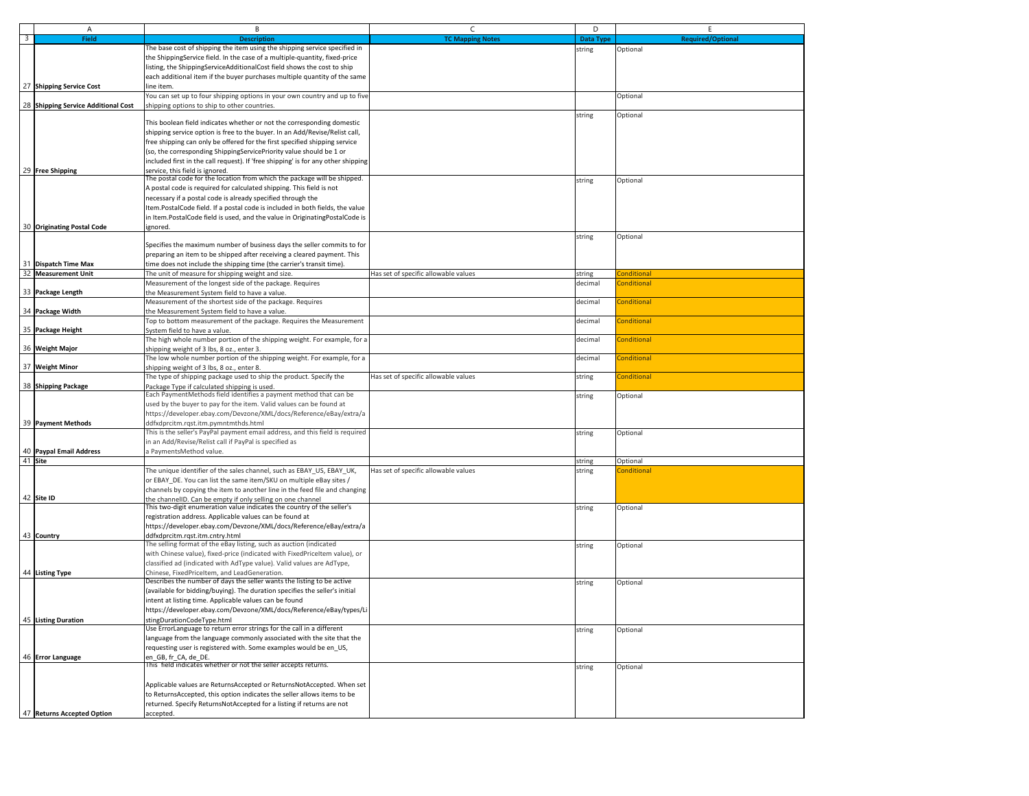| | Field | Description | TC Mapping Notes | Data Type | Required/Optional |
|---|---|---|---|---|---|
| 27 | **Shipping Service Cost** | The base cost of shipping the item using the shipping service specified in the ShippingService field. In the case of a multiple-quantity, fixed-price listing, the ShippingServiceAdditionalCost field shows the cost to ship each additional item if the buyer purchases multiple quantity of the same line item. | | string | Optional |
| 28 | **Shipping Service Additional Cost** | You can set up to four shipping options in your own country and up to five shipping options to ship to other countries. | | | Optional |
| 29 | **Free Shipping** | This boolean field indicates whether or not the corresponding domestic shipping service option is free to the buyer. In an Add/Revise/Relist call, free shipping can only be offered for the first specified shipping service (so, the corresponding ShippingServicePriority value should be 1 or included first in the call request). If 'free shipping' is for any other shipping service, this field is ignored. | | string | Optional |
| 30 | **Originating Postal Code** | The postal code for the location from which the package will be shipped. A postal code is required for calculated shipping. This field is not necessary if a postal code is already specified through the Item.PostalCode field. If a postal code is included in both fields, the value in Item.PostalCode field is used, and the value in OriginatingPostalCode is ignored. | | string | Optional |
| 31 | **Dispatch Time Max** | Specifies the maximum number of business days the seller commits to for preparing an item to be shipped after receiving a cleared payment. This time does not include the shipping time (the carrier's transit time). | | string | Optional |
| 32 | **Measurement Unit** | The unit of measure for shipping weight and size. | Has set of specific allowable values | string | Conditional |
| 33 | **Package Length** | Measurement of the longest side of the package. Requires the Measurement System field to have a value. | | decimal | Conditional |
| 34 | **Package Width** | Measurement of the shortest side of the package. Requires the Measurement System field to have a value. | | decimal | Conditional |
| 35 | **Package Height** | Top to bottom measurement of the package. Requires the Measurement System field to have a value. | | decimal | Conditional |
| 36 | **Weight Major** | The high whole number portion of the shipping weight. For example, for a shipping weight of 3 lbs, 8 oz., enter 3. | | decimal | Conditional |
| 37 | **Weight Minor** | The low whole number portion of the shipping weight. For example, for a shipping weight of 3 lbs, 8 oz., enter 8. | | decimal | Conditional |
| 38 | **Shipping Package** | The type of shipping package used to ship the product. Specify the Package Type if calculated shipping is used. | Has set of specific allowable values | string | Conditional |
| 39 | **Payment Methods** | Each PaymentMethods field identifies a payment method that can be used by the buyer to pay for the item. Valid values can be found at https://developer.ebay.com/Devzone/XML/docs/Reference/eBay/extra/addfxdprcitm.rqst.itm.pymntmthds.html | | string | Optional |
| 40 | **Paypal Email Address** | This is the seller's PayPal payment email address, and this field is required in an Add/Revise/Relist call if PayPal is specified as a PaymentsMethod value. | | string | Optional |
| 41 | **Site** | | | string | Optional |
| 42 | **Site ID** | The unique identifier of the sales channel, such as EBAY_US, EBAY_UK, or EBAY_DE. You can list the same item/SKU on multiple eBay sites / channels by copying the item to another line in the feed file and changing the channelID. Can be empty if only selling on one channel | Has set of specific allowable values | string | Conditional |
| 43 | **Country** | This two-digit enumeration value indicates the country of the seller's registration address. Applicable values can be found at https://developer.ebay.com/Devzone/XML/docs/Reference/eBay/extra/addfxdprcitm.rqst.itm.cntry.html | | string | Optional |
| 44 | **Listing Type** | The selling format of the eBay listing, such as auction (indicated with Chinese value), fixed-price (indicated with FixedPriceItem value), or classified ad (indicated with AdType value). Valid values are AdType, Chinese, FixedPriceItem, and LeadGeneration. | | string | Optional |
| 45 | **Listing Duration** | Describes the number of days the seller wants the listing to be active (available for bidding/buying). The duration specifies the seller's initial intent at listing time. Applicable values can be found https://developer.ebay.com/Devzone/XML/docs/Reference/eBay/types/ListingDurationCodeType.html | | string | Optional |
| 46 | **Error Language** | Use ErrorLanguage to return error strings for the call in a different language from the language commonly associated with the site that the requesting user is registered with. Some examples would be en_US, en_GB, fr_CA, de_DE. | | string | Optional |
| 47 | **Returns Accepted Option** | This field indicates whether or not the seller accepts returns. Applicable values are ReturnsAccepted or ReturnsNotAccepted. When set to ReturnsAccepted, this option indicates the seller allows items to be returned. Specify ReturnsNotAccepted for a listing if returns are not accepted. | | string | Optional |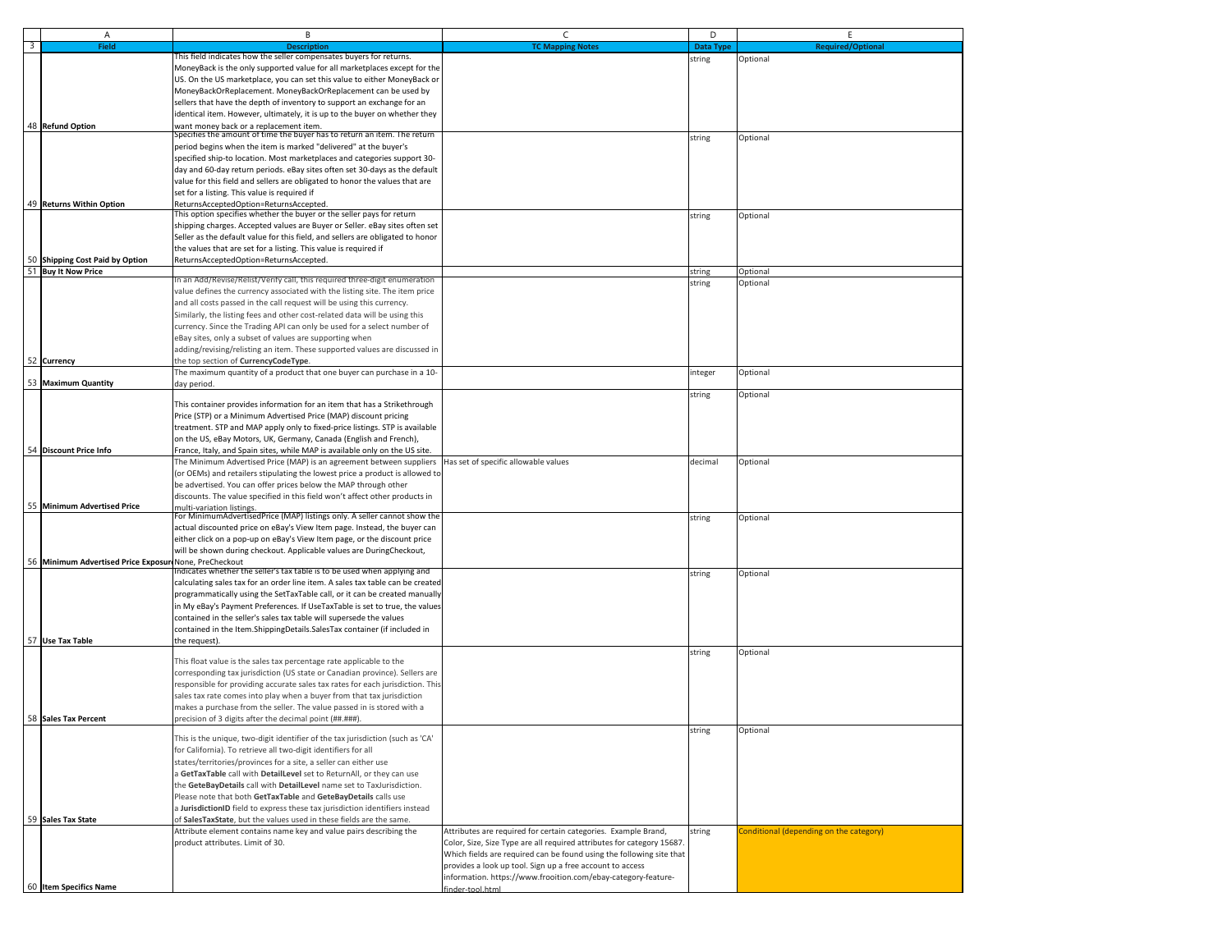| | Field | Description | TC Mapping Notes | Data Type | Required/Optional |
|---|---|---|---|---|---|
| 48 | **Refund Option** | This field indicates how the seller compensates buyers for returns. MoneyBack is the only supported value for all marketplaces except for the US. On the US marketplace, you can set this value to either MoneyBack or MoneyBackOrReplacement. MoneyBackOrReplacement can be used by sellers that have the depth of inventory to support an exchange for an identical item. However, ultimately, it is up to the buyer on whether they want money back or a replacement item. | | string | Optional |
| 49 | **Returns Within Option** | Specifies the amount of time the buyer has to return an item. The return period begins when the item is marked "delivered" at the buyer's specified ship-to location. Most marketplaces and categories support 30-day and 60-day return periods. eBay sites often set 30-days as the default value for this field and sellers are obligated to honor the values that are set for a listing. This value is required if ReturnsAcceptedOption=ReturnsAccepted. | | string | Optional |
| 50 | **Shipping Cost Paid by Option** | This option specifies whether the buyer or the seller pays for return shipping charges. Accepted values are Buyer or Seller. eBay sites often set Seller as the default value for this field, and sellers are obligated to honor the values that are set for a listing. This value is required if ReturnsAcceptedOption=ReturnsAccepted. | | string | Optional |
| 51 | **Buy It Now Price** | | | string | Optional |
| 52 | **Currency** | In an Add/Revise/Relist/Verify call, this required three-digit enumeration value defines the currency associated with the listing site. The item price and all costs passed in the call request will be using this currency. Similarly, the listing fees and other cost-related data will be using this currency. Since the Trading API can only be used for a select number of eBay sites, only a subset of values are supporting when adding/revising/relisting an item. These supported values are discussed in the top section of **CurrencyCodeType**. | | string | Optional |
| 53 | **Maximum Quantity** | The maximum quantity of a product that one buyer can purchase in a 10-day period. | | integer | Optional |
| 54 | **Discount Price Info** | This container provides information for an item that has a Strikethrough Price (STP) or a Minimum Advertised Price (MAP) discount pricing treatment. STP and MAP apply only to fixed-price listings. STP is available on the US, eBay Motors, UK, Germany, Canada (English and French), France, Italy, and Spain sites, while MAP is available only on the US site. | | string | Optional |
| 55 | **Minimum Advertised Price** | The Minimum Advertised Price (MAP) is an agreement between suppliers (or OEMs) and retailers stipulating the lowest price a product is allowed to be advertised. You can offer prices below the MAP through other discounts. The value specified in this field won't affect other products in multi-variation listings. | Has set of specific allowable values | decimal | Optional |
| 56 | **Minimum Advertised Price Exposure** | For MinimumAdvertisedPrice (MAP) listings only. A seller cannot show the actual discounted price on eBay's View Item page. Instead, the buyer can either click on a pop-up on eBay's View Item page, or the discount price will be shown during checkout. Applicable values are DuringCheckout, None, PreCheckout | | string | Optional |
| 57 | **Use Tax Table** | Indicates whether the seller's tax table is to be used when applying and calculating sales tax for an order line item. A sales tax table can be created programmatically using the SetTaxTable call, or it can be created manually in My eBay's Payment Preferences. If UseTaxTable is set to true, the values contained in the seller's sales tax table will supersede the values contained in the Item.ShippingDetails.SalesTax container (if included in the request). | | string | Optional |
| 58 | **Sales Tax Percent** | This float value is the sales tax percentage rate applicable to the corresponding tax jurisdiction (US state or Canadian province). Sellers are responsible for providing accurate sales tax rates for each jurisdiction. This sales tax rate comes into play when a buyer from that tax jurisdiction makes a purchase from the seller. The value passed in is stored with a precision of 3 digits after the decimal point (##.###). | | string | Optional |
| 59 | **Sales Tax State** | This is the unique, two-digit identifier of the tax jurisdiction (such as 'CA' for California). To retrieve all two-digit identifiers for all states/territories/provinces for a site, a seller can either use a **GetTaxTable** call with **DetailLevel** set to ReturnAll, or they can use the **GeteBayDetails** call with **DetailLevel** name set to TaxJurisdiction. Please note that both **GetTaxTable** and **GeteBayDetails** calls use a **JurisdictionID** field to express these tax jurisdiction identifiers instead of **SalesTaxState**, but the values used in these fields are the same. | | string | Optional |
| 60 | **Item Specifics Name** | Attribute element contains name key and value pairs describing the product attributes. Limit of 30. | Attributes are required for certain categories. Example Brand, Color, Size, Size Type are all required attributes for category 15687. Which fields are required can be found using the following site that provides a look up tool. Sign up a free account to access information. https://www.frooition.com/ebay-category-feature-finder-tool.html | string | Conditional (depending on the category) |